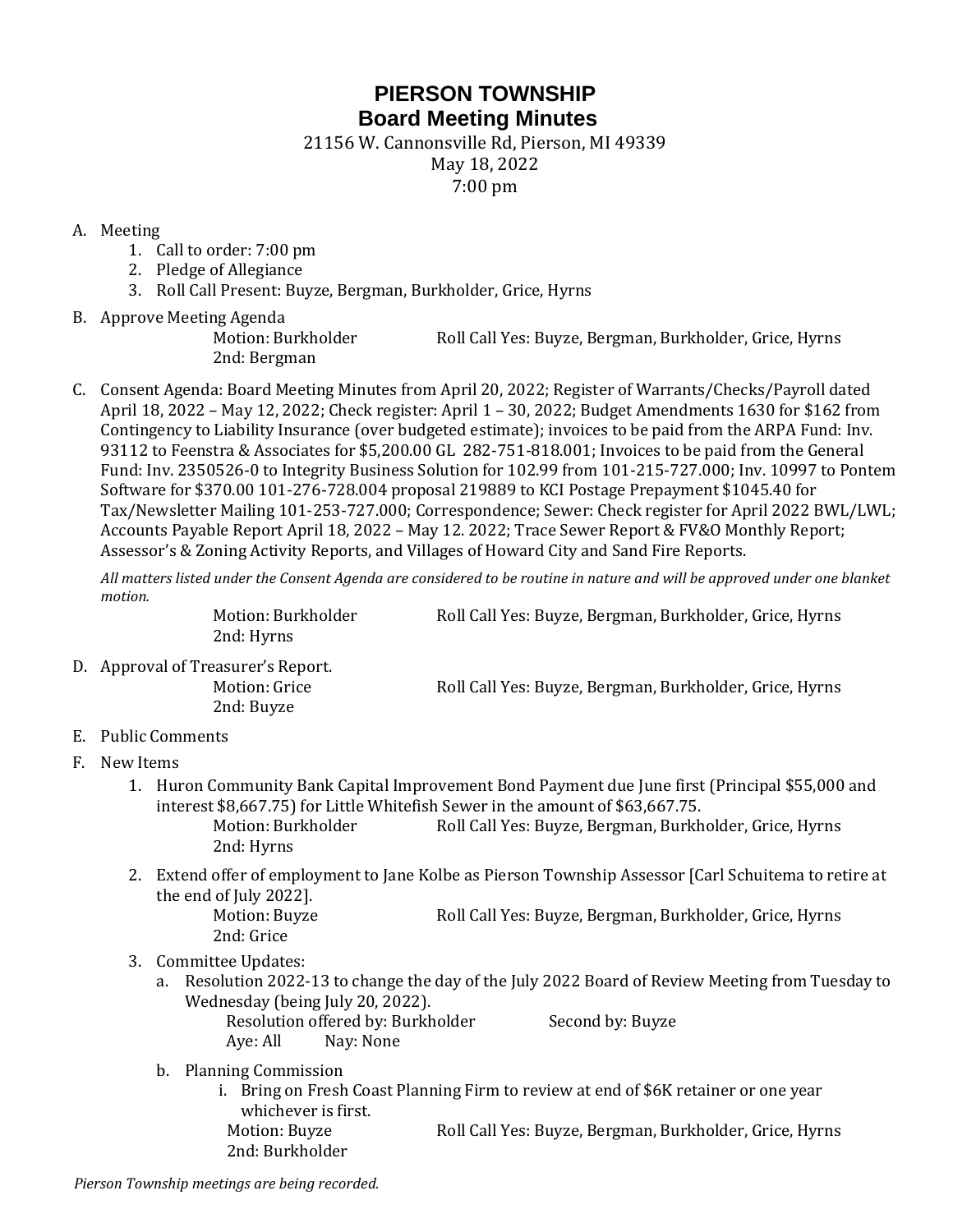# PIERSON TOWNSHIP
## Board Meeting Minutes

21156 W. Cannonsville Rd, Pierson, MI 49339
May 18, 2022
7:00 pm

A. Meeting
   1. Call to order: 7:00 pm
   2. Pledge of Allegiance
   3. Roll Call Present: Buyze, Bergman, Burkholder, Grice, Hyrns

B. Approve Meeting Agenda
   Motion: Burkholder — Roll Call Yes: Buyze, Bergman, Burkholder, Grice, Hyrns
   2nd: Bergman

C. Consent Agenda: Board Meeting Minutes from April 20, 2022; Register of Warrants/Checks/Payroll dated April 18, 2022 – May 12, 2022; Check register: April 1 – 30, 2022; Budget Amendments 1630 for $162 from Contingency to Liability Insurance (over budgeted estimate); invoices to be paid from the ARPA Fund: Inv. 93112 to Feenstra & Associates for $5,200.00 GL 282-751-818.001; Invoices to be paid from the General Fund: Inv. 2350526-0 to Integrity Business Solution for 102.99 from 101-215-727.000; Inv. 10997 to Pontem Software for $370.00 101-276-728.004 proposal 219889 to KCI Postage Prepayment $1045.40 for Tax/Newsletter Mailing 101-253-727.000; Correspondence; Sewer: Check register for April 2022 BWL/LWL; Accounts Payable Report April 18, 2022 – May 12. 2022; Trace Sewer Report & FV&O Monthly Report; Assessor's & Zoning Activity Reports, and Villages of Howard City and Sand Fire Reports.

   *All matters listed under the Consent Agenda are considered to be routine in nature and will be approved under one blanket motion.*

   Motion: Burkholder — Roll Call Yes: Buyze, Bergman, Burkholder, Grice, Hyrns
   2nd: Hyrns

D. Approval of Treasurer's Report.
   Motion: Grice — Roll Call Yes: Buyze, Bergman, Burkholder, Grice, Hyrns
   2nd: Buyze

E. Public Comments

F. New Items
   1. Huron Community Bank Capital Improvement Bond Payment due June first (Principal $55,000 and interest $8,667.75) for Little Whitefish Sewer in the amount of $63,667.75.
      Motion: Burkholder — Roll Call Yes: Buyze, Bergman, Burkholder, Grice, Hyrns
      2nd: Hyrns
   2. Extend offer of employment to Jane Kolbe as Pierson Township Assessor [Carl Schuitema to retire at the end of July 2022].
      Motion: Buyze — Roll Call Yes: Buyze, Bergman, Burkholder, Grice, Hyrns
      2nd: Grice
   3. Committee Updates:
      a. Resolution 2022-13 to change the day of the July 2022 Board of Review Meeting from Tuesday to Wednesday (being July 20, 2022).
         Resolution offered by: Burkholder — Second by: Buyze
         Aye: All — Nay: None
      b. Planning Commission
         i. Bring on Fresh Coast Planning Firm to review at end of $6K retainer or one year whichever is first.
            Motion: Buyze — Roll Call Yes: Buyze, Bergman, Burkholder, Grice, Hyrns
            2nd: Burkholder

*Pierson Township meetings are being recorded.*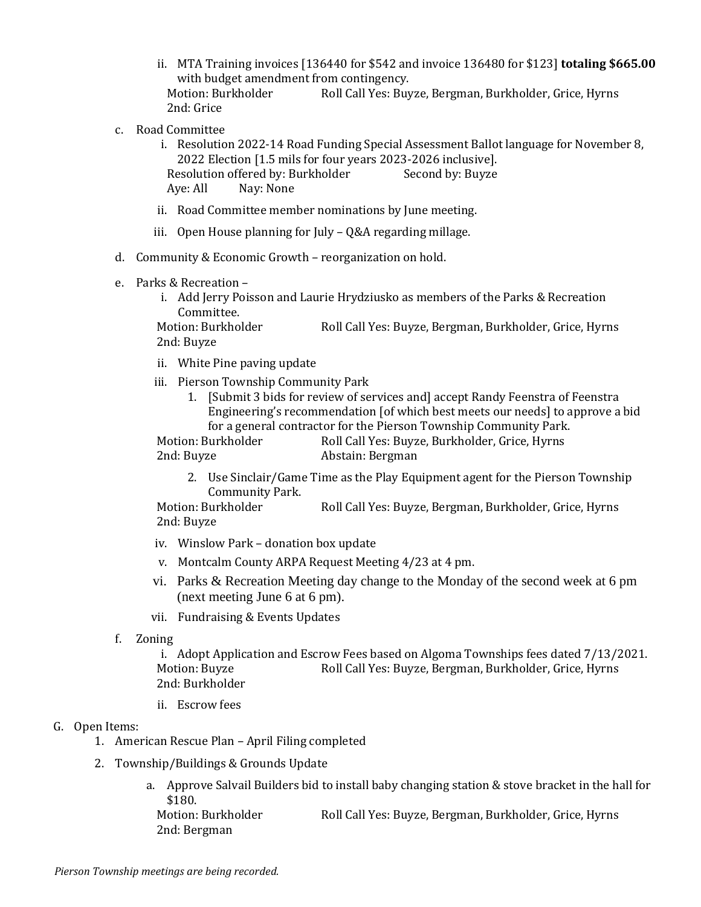ii. MTA Training invoices [136440 for $542 and invoice 136480 for $123] **totaling $665.00** with budget amendment from contingency.
   Motion: Burkholder — Roll Call Yes: Buyze, Bergman, Burkholder, Grice, Hyrns
   2nd: Grice

c. Road Committee
   i. Resolution 2022-14 Road Funding Special Assessment Ballot language for November 8, 2022 Election [1.5 mils for four years 2023-2026 inclusive].
   Resolution offered by: Burkholder — Second by: Buyze
   Aye: All — Nay: None
   ii. Road Committee member nominations by June meeting.
   iii. Open House planning for July – Q&A regarding millage.

d. Community & Economic Growth – reorganization on hold.

e. Parks & Recreation –
   i. Add Jerry Poisson and Laurie Hrydziusko as members of the Parks & Recreation Committee.
   Motion: Burkholder — Roll Call Yes: Buyze, Bergman, Burkholder, Grice, Hyrns
   2nd: Buyze
   ii. White Pine paving update
   iii. Pierson Township Community Park
      1. [Submit 3 bids for review of services and] accept Randy Feenstra of Feenstra Engineering's recommendation [of which best meets our needs] to approve a bid for a general contractor for the Pierson Township Community Park.
      Motion: Burkholder — Roll Call Yes: Buyze, Burkholder, Grice, Hyrns
      2nd: Buyze — Abstain: Bergman
      2. Use Sinclair/Game Time as the Play Equipment agent for the Pierson Township Community Park.
      Motion: Burkholder — Roll Call Yes: Buyze, Bergman, Burkholder, Grice, Hyrns
      2nd: Buyze
   iv. Winslow Park – donation box update
   v. Montcalm County ARPA Request Meeting 4/23 at 4 pm.
   vi. Parks & Recreation Meeting day change to the Monday of the second week at 6 pm (next meeting June 6 at 6 pm).
   vii. Fundraising & Events Updates

f. Zoning
   i. Adopt Application and Escrow Fees based on Algoma Townships fees dated 7/13/2021.
   Motion: Buyze — Roll Call Yes: Buyze, Bergman, Burkholder, Grice, Hyrns
   2nd: Burkholder
   ii. Escrow fees

G. Open Items:
   1. American Rescue Plan – April Filing completed
   2. Township/Buildings & Grounds Update
      a. Approve Salvail Builders bid to install baby changing station & stove bracket in the hall for $180.
      Motion: Burkholder — Roll Call Yes: Buyze, Bergman, Burkholder, Grice, Hyrns
      2nd: Bergman

*Pierson Township meetings are being recorded.*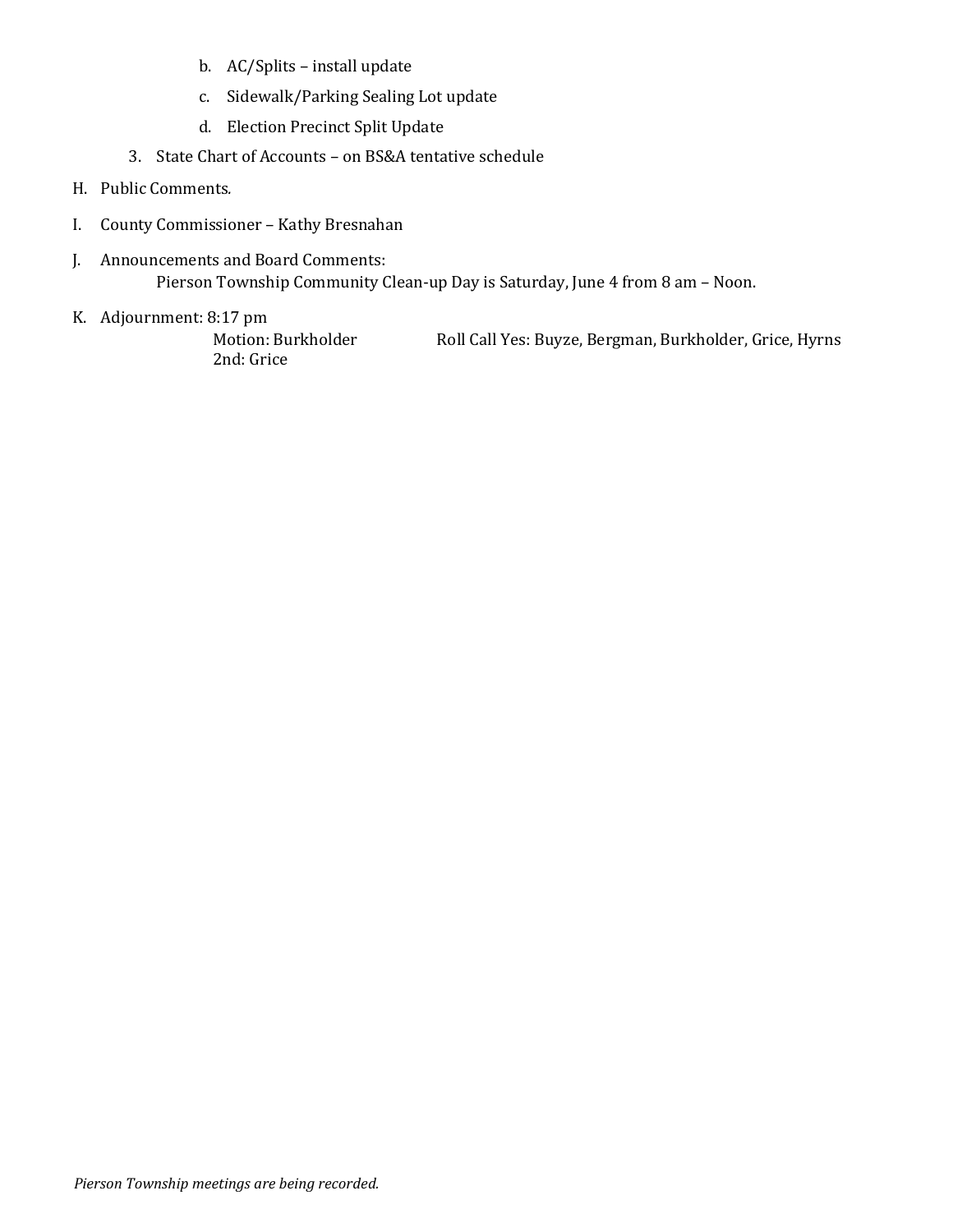b. AC/Splits – install update

c. Sidewalk/Parking Sealing Lot update

d. Election Precinct Split Update

3. State Chart of Accounts – on BS&A tentative schedule

H. Public Comments.

I. County Commissioner – Kathy Bresnahan

J. Announcements and Board Comments:
Pierson Township Community Clean-up Day is Saturday, June 4 from 8 am – Noon.

K. Adjournment: 8:17 pm
Motion: Burkholder
2nd: Grice
Roll Call Yes: Buyze, Bergman, Burkholder, Grice, Hyrns

*Pierson Township meetings are being recorded.*